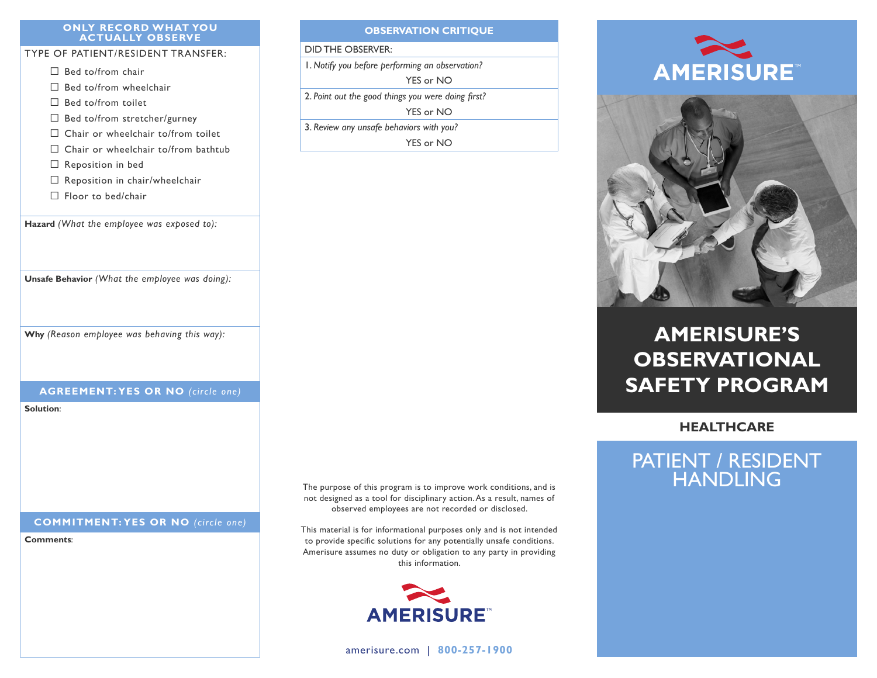## ONLY RECORD WHAT YOU ACTUALLY OBSERVE

TYPE OF PATIENT/RESIDENT TRANSFER:

- ☐ Bed to/from chair
- ☐ Bed to/from wheelchair
- ☐ Bed to/from toilet
- ☐ Bed to/from stretcher/gurney
- ☐ Chair or wheelchair to/from toilet
- ☐ Chair or wheelchair to/from bathtub
- ☐ Reposition in bed
- ☐ Reposition in chair/wheelchair
- ☐ Floor to bed/chair

**Hazard** *(What the employee was exposed to):*

**Unsafe Behavior** *(What the employee was doing):*

**Why** *(Reason employee was behaving this way):*

## AGREEMENT: YES OR NO *(circle one)*

**Solution**:

## COMMITMENT: YES OR NO *(circle one)*

**Comments**:

## OBSERVATION CRITIQUE

DID THE OBSERVER:

1. *Notify you before performing an observation?*
   YES or NO
2. *Point out the good things you were doing first?*
   YES or NO
3. *Review any unsafe behaviors with you?*
   YES or NO

The purpose of this program is to improve work conditions, and is not designed as a tool for disciplinary action. As a result, names of observed employees are not recorded or disclosed.

This material is for informational purposes only and is not intended to provide specific solutions for any potentially unsafe conditions. Amerisure assumes no duty or obligation to any party in providing this information.

AMERISURE™

amerisure.com | **800-257-1900**

AMERISURE™

# AMERISURE'S OBSERVATIONAL SAFETY PROGRAM

## HEALTHCARE

## PATIENT / RESIDENT HANDLING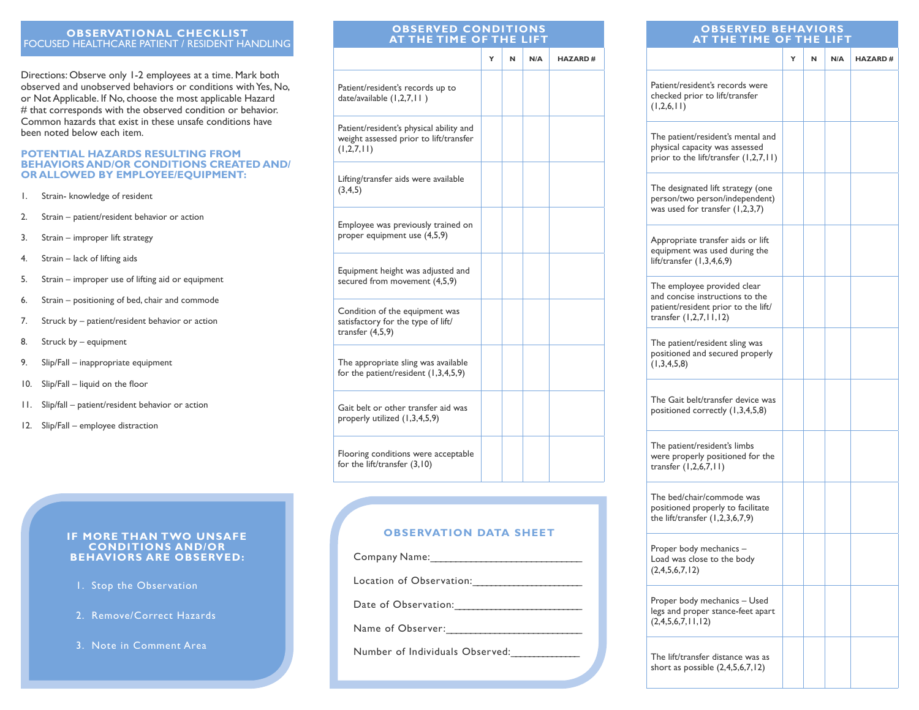## OBSERVATIONAL CHECKLIST
FOCUSED HEALTHCARE PATIENT / RESIDENT HANDLING

Directions: Observe only 1-2 employees at a time. Mark both observed and unobserved behaviors or conditions with Yes, No, or Not Applicable. If No, choose the most applicable Hazard # that corresponds with the observed condition or behavior. Common hazards that exist in these unsafe conditions have been noted below each item.

### POTENTIAL HAZARDS RESULTING FROM BEHAVIORS AND/OR CONDITIONS CREATED AND/ OR ALLOWED BY EMPLOYEE/EQUIPMENT:

1. Strain- knowledge of resident
2. Strain – patient/resident behavior or action
3. Strain – improper lift strategy
4. Strain – lack of lifting aids
5. Strain – improper use of lifting aid or equipment
6. Strain – positioning of bed, chair and commode
7. Struck by – patient/resident behavior or action
8. Struck by – equipment
9. Slip/Fall – inappropriate equipment
10. Slip/Fall – liquid on the floor
11. Slip/fall – patient/resident behavior or action
12. Slip/Fall – employee distraction

### IF MORE THAN TWO UNSAFE CONDITIONS AND/OR BEHAVIORS ARE OBSERVED:

1. Stop the Observation
2. Remove/Correct Hazards
3. Note in Comment Area

## OBSERVED CONDITIONS AT THE TIME OF THE LIFT

| | Y | N | N/A | HAZARD # |
|---|---|---|---|---|
| Patient/resident's records up to date/available (1,2,7,11 ) | | | | |
| Patient/resident's physical ability and weight assessed prior to lift/transfer (1,2,7,11) | | | | |
| Lifting/transfer aids were available (3,4,5) | | | | |
| Employee was previously trained on proper equipment use (4,5,9) | | | | |
| Equipment height was adjusted and secured from movement (4,5,9) | | | | |
| Condition of the equipment was satisfactory for the type of lift/ transfer (4,5,9) | | | | |
| The appropriate sling was available for the patient/resident (1,3,4,5,9) | | | | |
| Gait belt or other transfer aid was properly utilized (1,3,4,5,9) | | | | |
| Flooring conditions were acceptable for the lift/transfer (3,10) | | | | |

### OBSERVATION DATA SHEET

Company Name:___________________________

Location of Observation:____________________

Date of Observation:_______________________

Name of Observer:_________________________

Number of Individuals Observed:_____________

## OBSERVED BEHAVIORS AT THE TIME OF THE LIFT

| | Y | N | N/A | HAZARD # |
|---|---|---|---|---|
| Patient/resident's records were checked prior to lift/transfer (1,2,6,11) | | | | |
| The patient/resident's mental and physical capacity was assessed prior to the lift/transfer (1,2,7,11) | | | | |
| The designated lift strategy (one person/two person/independent) was used for transfer (1,2,3,7) | | | | |
| Appropriate transfer aids or lift equipment was used during the lift/transfer (1,3,4,6,9) | | | | |
| The employee provided clear and concise instructions to the patient/resident prior to the lift/ transfer (1,2,7,11,12) | | | | |
| The patient/resident sling was positioned and secured properly (1,3,4,5,8) | | | | |
| The Gait belt/transfer device was positioned correctly (1,3,4,5,8) | | | | |
| The patient/resident's limbs were properly positioned for the transfer (1,2,6,7,11) | | | | |
| The bed/chair/commode was positioned properly to facilitate the lift/transfer (1,2,3,6,7,9) | | | | |
| Proper body mechanics – Load was close to the body (2,4,5,6,7,12) | | | | |
| Proper body mechanics – Used legs and proper stance-feet apart (2,4,5,6,7,11,12) | | | | |
| The lift/transfer distance was as short as possible (2,4,5,6,7,12) | | | | |